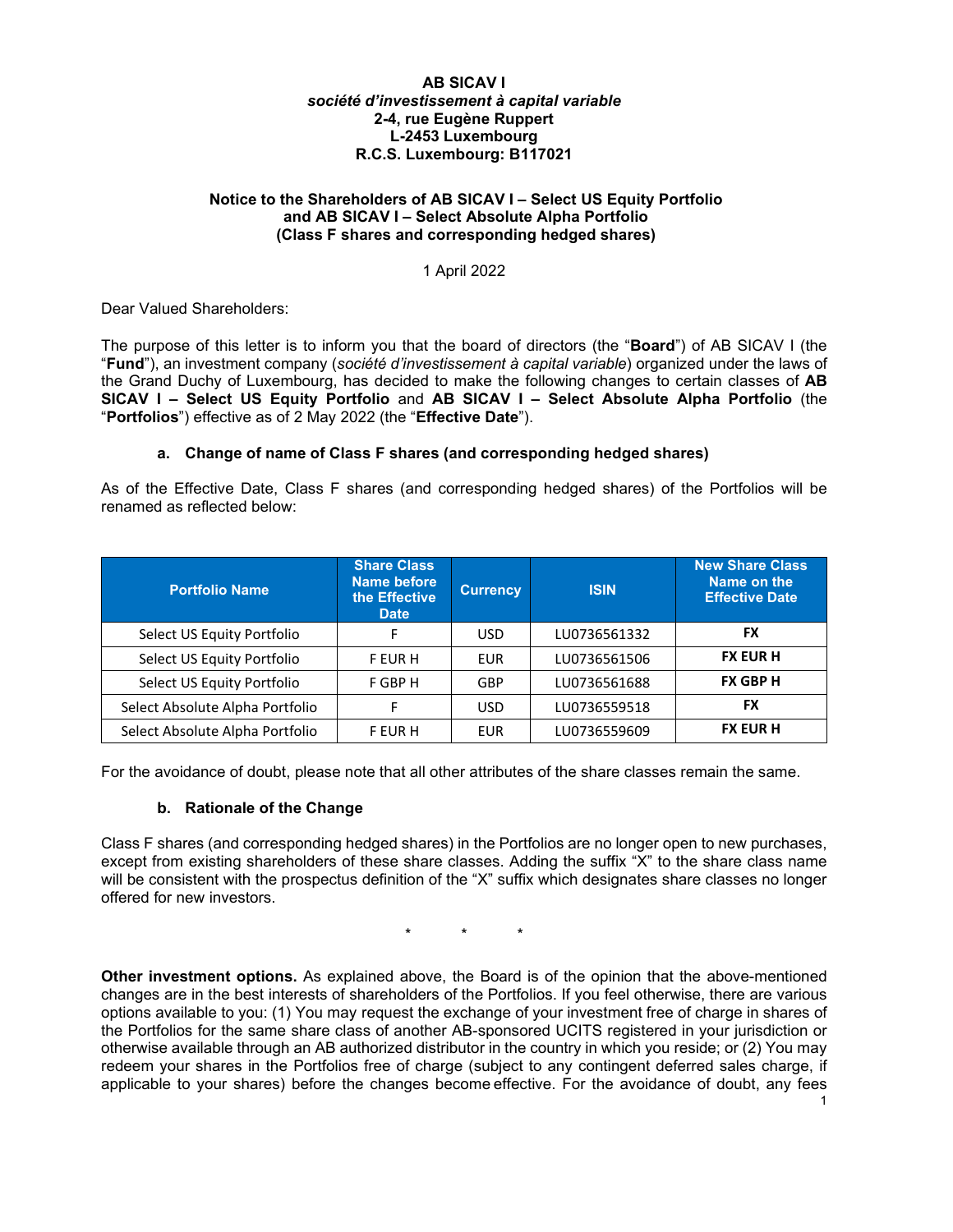**AB SICAV I**
***société d'investissement à capital variable***
**2-4, rue Eugène Ruppert**
**L-2453 Luxembourg**
**R.C.S. Luxembourg: B117021**

**Notice to the Shareholders of AB SICAV I – Select US Equity Portfolio and AB SICAV I – Select Absolute Alpha Portfolio (Class F shares and corresponding hedged shares)**

1 April 2022

Dear Valued Shareholders:

The purpose of this letter is to inform you that the board of directors (the "**Board**") of AB SICAV I (the "**Fund**"), an investment company (*société d'investissement à capital variable*) organized under the laws of the Grand Duchy of Luxembourg, has decided to make the following changes to certain classes of **AB SICAV I – Select US Equity Portfolio** and **AB SICAV I – Select Absolute Alpha Portfolio** (the "**Portfolios**") effective as of 2 May 2022 (the "**Effective Date**").

**a. Change of name of Class F shares (and corresponding hedged shares)**

As of the Effective Date, Class F shares (and corresponding hedged shares) of the Portfolios will be renamed as reflected below:

| Portfolio Name | Share Class Name before the Effective Date | Currency | ISIN | New Share Class Name on the Effective Date |
|---|---|---|---|---|
| Select US Equity Portfolio | F | USD | LU0736561332 | **FX** |
| Select US Equity Portfolio | F EUR H | EUR | LU0736561506 | **FX EUR H** |
| Select US Equity Portfolio | F GBP H | GBP | LU0736561688 | **FX GBP H** |
| Select Absolute Alpha Portfolio | F | USD | LU0736559518 | **FX** |
| Select Absolute Alpha Portfolio | F EUR H | EUR | LU0736559609 | **FX EUR H** |

For the avoidance of doubt, please note that all other attributes of the share classes remain the same.

**b. Rationale of the Change**

Class F shares (and corresponding hedged shares) in the Portfolios are no longer open to new purchases, except from existing shareholders of these share classes. Adding the suffix "X" to the share class name will be consistent with the prospectus definition of the "X" suffix which designates share classes no longer offered for new investors.

\* \* \*

**Other investment options.** As explained above, the Board is of the opinion that the above-mentioned changes are in the best interests of shareholders of the Portfolios. If you feel otherwise, there are various options available to you: (1) You may request the exchange of your investment free of charge in shares of the Portfolios for the same share class of another AB-sponsored UCITS registered in your jurisdiction or otherwise available through an AB authorized distributor in the country in which you reside; or (2) You may redeem your shares in the Portfolios free of charge (subject to any contingent deferred sales charge, if applicable to your shares) before the changes become effective. For the avoidance of doubt, any fees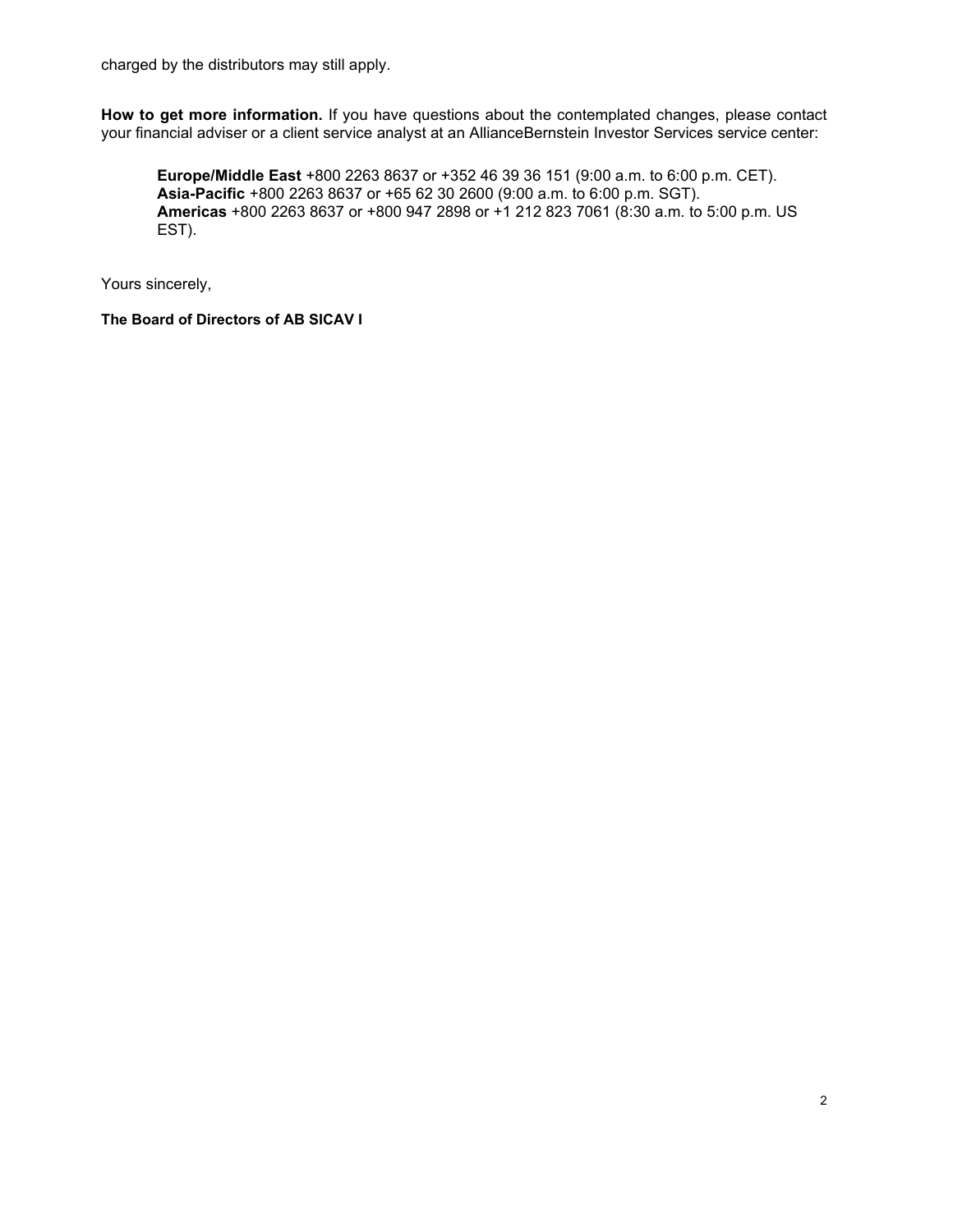charged by the distributors may still apply.

**How to get more information.** If you have questions about the contemplated changes, please contact your financial adviser or a client service analyst at an AllianceBernstein Investor Services service center:

> **Europe/Middle East** +800 2263 8637 or +352 46 39 36 151 (9:00 a.m. to 6:00 p.m. CET).
> **Asia-Pacific** +800 2263 8637 or +65 62 30 2600 (9:00 a.m. to 6:00 p.m. SGT).
> **Americas** +800 2263 8637 or +800 947 2898 or +1 212 823 7061 (8:30 a.m. to 5:00 p.m. US EST).

Yours sincerely,

**The Board of Directors of AB SICAV I**